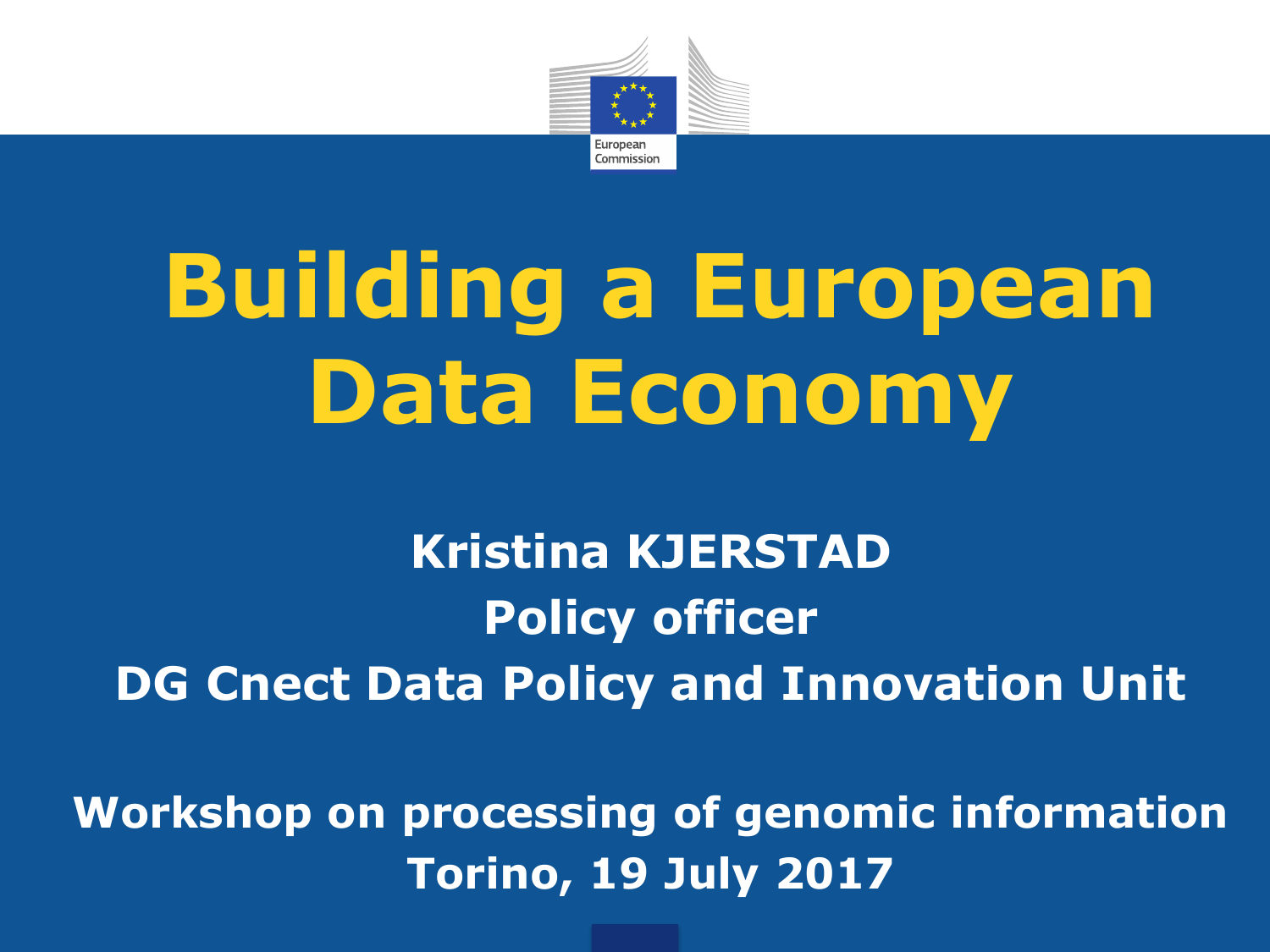# Building a European Data Economy

**Kristina KJERSTAD**

**Policy officer**

**DG Cnect Data Policy and Innovation Unit**

**Workshop on processing of genomic information**

**Torino, 19 July 2017**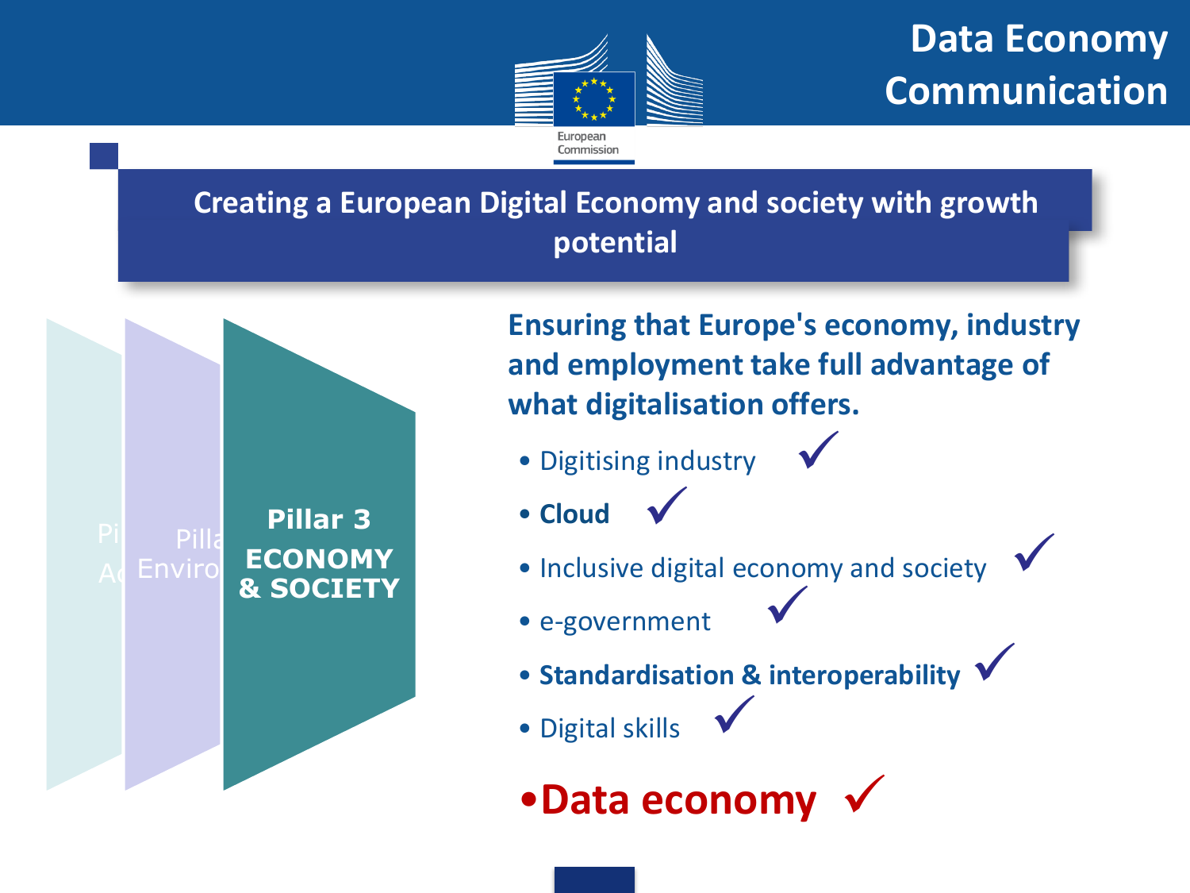# Data Economy Communication

## Creating a European Digital Economy and society with growth potential

**Pillar 3**
**ECONOMY & SOCIETY**

**Ensuring that Europe's economy, industry and employment take full advantage of what digitalisation offers.**

- Digitising industry ✓
- **Cloud** ✓
- Inclusive digital economy and society ✓
- e-government ✓
- **Standardisation & interoperability** ✓
- Digital skills ✓
- **Data economy** ✓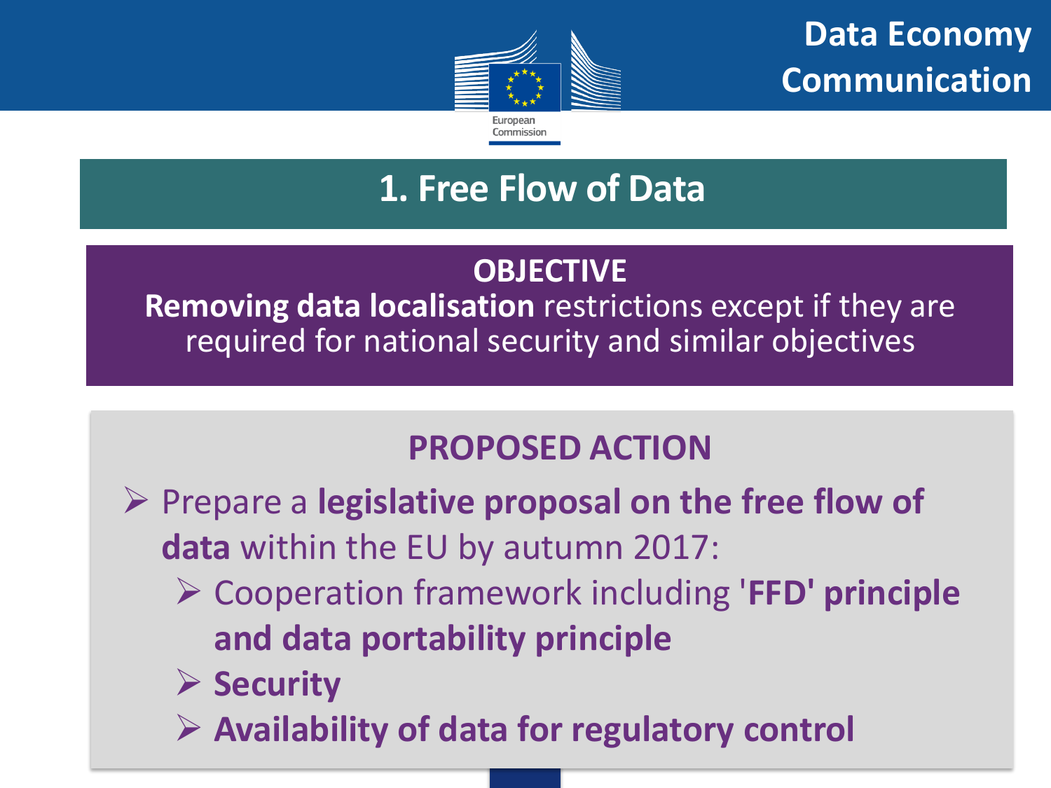# Data Economy Communication

## 1. Free Flow of Data

**OBJECTIVE**

**Removing data localisation** restrictions except if they are required for national security and similar objectives

**PROPOSED ACTION**

- Prepare a **legislative proposal on the free flow of data** within the EU by autumn 2017:
  - Cooperation framework including '**FFD' principle and data portability principle**
  - **Security**
  - **Availability of data for regulatory control**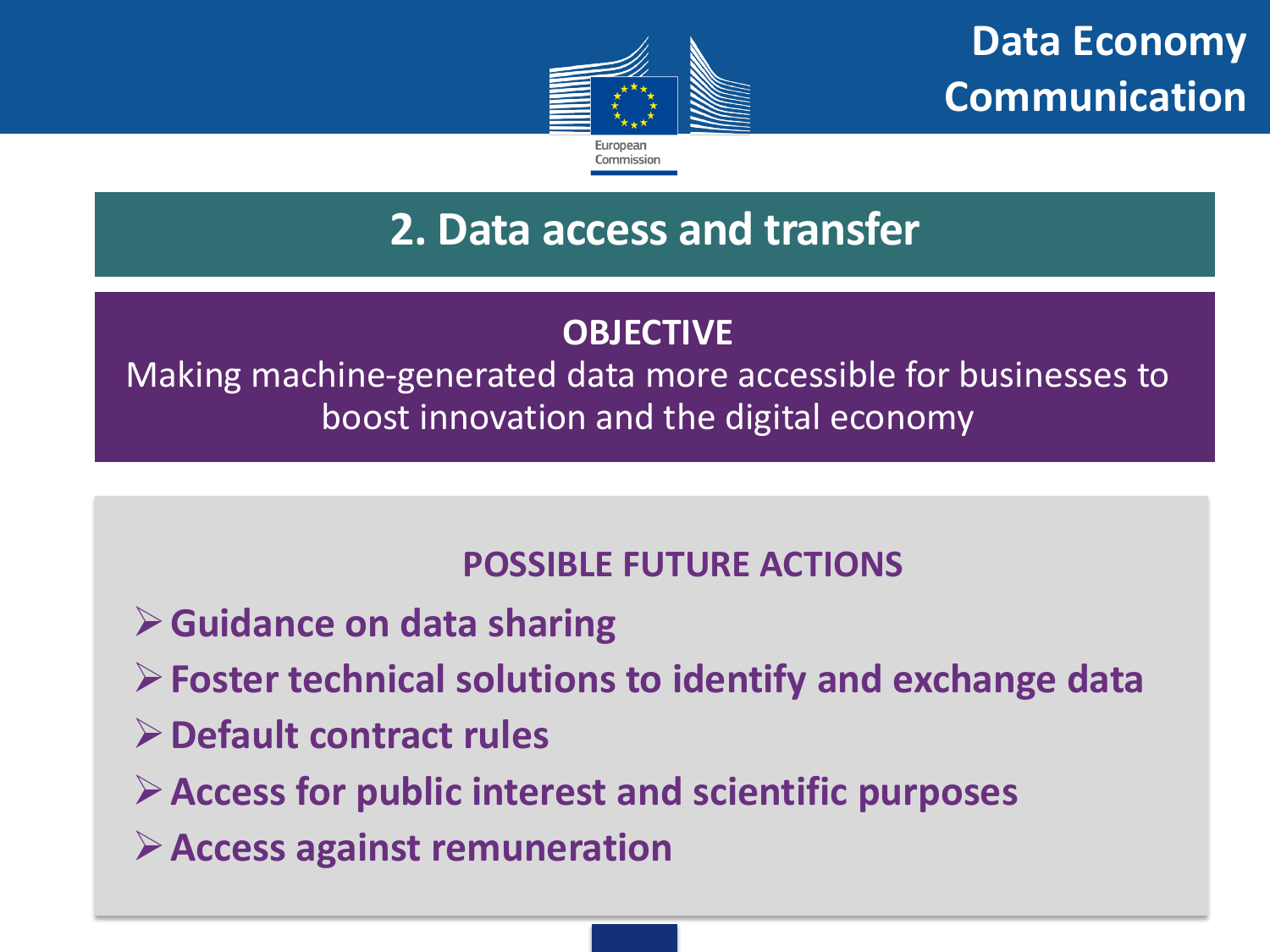# Data Economy Communication

## 2. Data access and transfer

**OBJECTIVE**

Making machine-generated data more accessible for businesses to boost innovation and the digital economy

**POSSIBLE FUTURE ACTIONS**

- **Guidance on data sharing**
- **Foster technical solutions to identify and exchange data**
- **Default contract rules**
- **Access for public interest and scientific purposes**
- **Access against remuneration**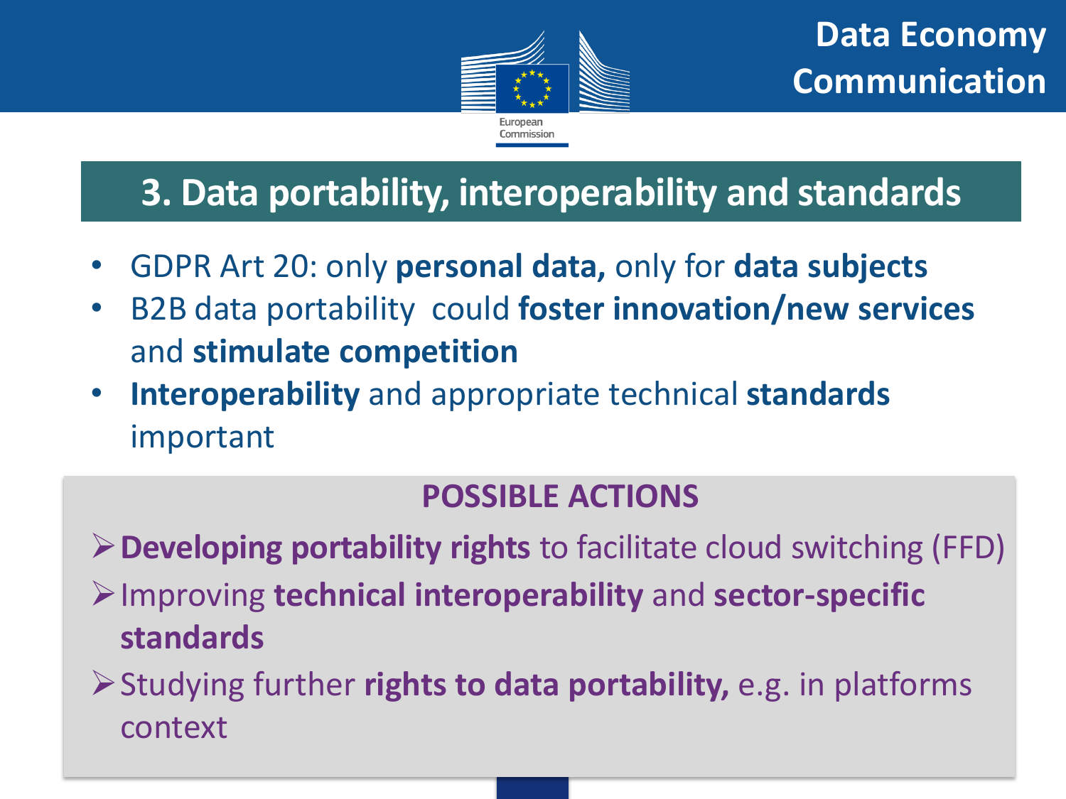# Data Economy Communication

## 3. Data portability, interoperability and standards

- GDPR Art 20: only **personal data,** only for **data subjects**
- B2B data portability could **foster innovation/new services** and **stimulate competition**
- **Interoperability** and appropriate technical **standards** important

### POSSIBLE ACTIONS

- **Developing portability rights** to facilitate cloud switching (FFD)
- Improving **technical interoperability** and **sector-specific standards**
- Studying further **rights to data portability,** e.g. in platforms context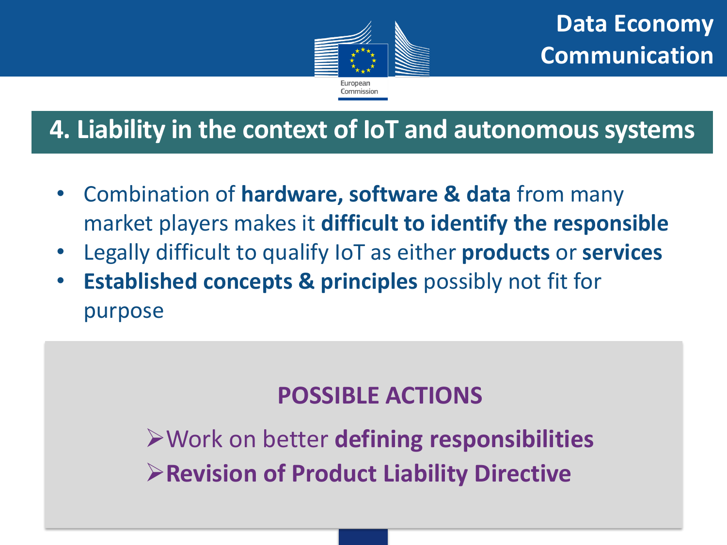## 4. Liability in the context of IoT and autonomous systems

- Combination of **hardware, software & data** from many market players makes it **difficult to identify the responsible**
- Legally difficult to qualify IoT as either **products** or **services**
- **Established concepts & principles** possibly not fit for purpose

### POSSIBLE ACTIONS

- ➢Work on better **defining responsibilities**
- ➢**Revision of Product Liability Directive**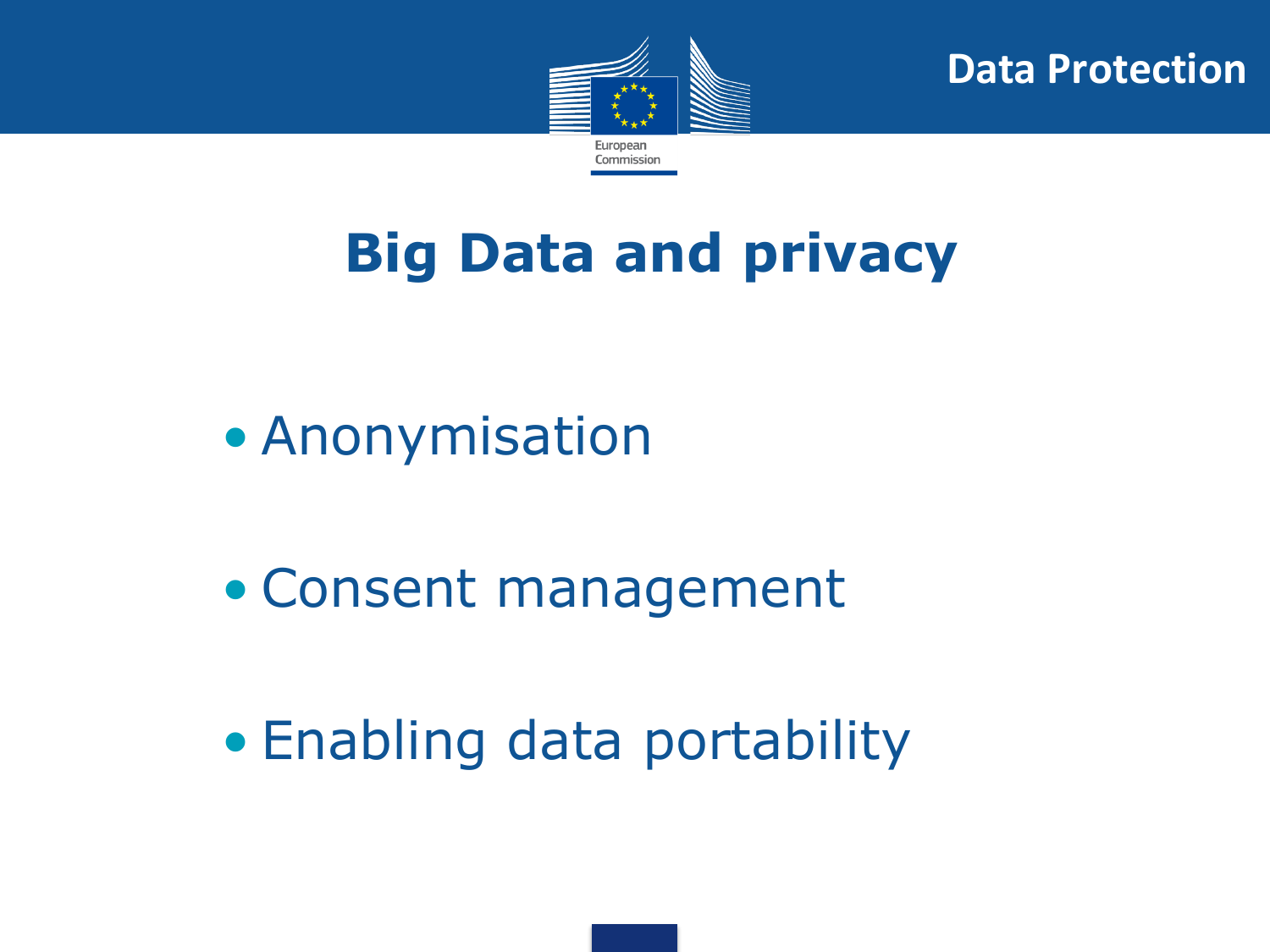# Big Data and privacy

- Anonymisation
- Consent management
- Enabling data portability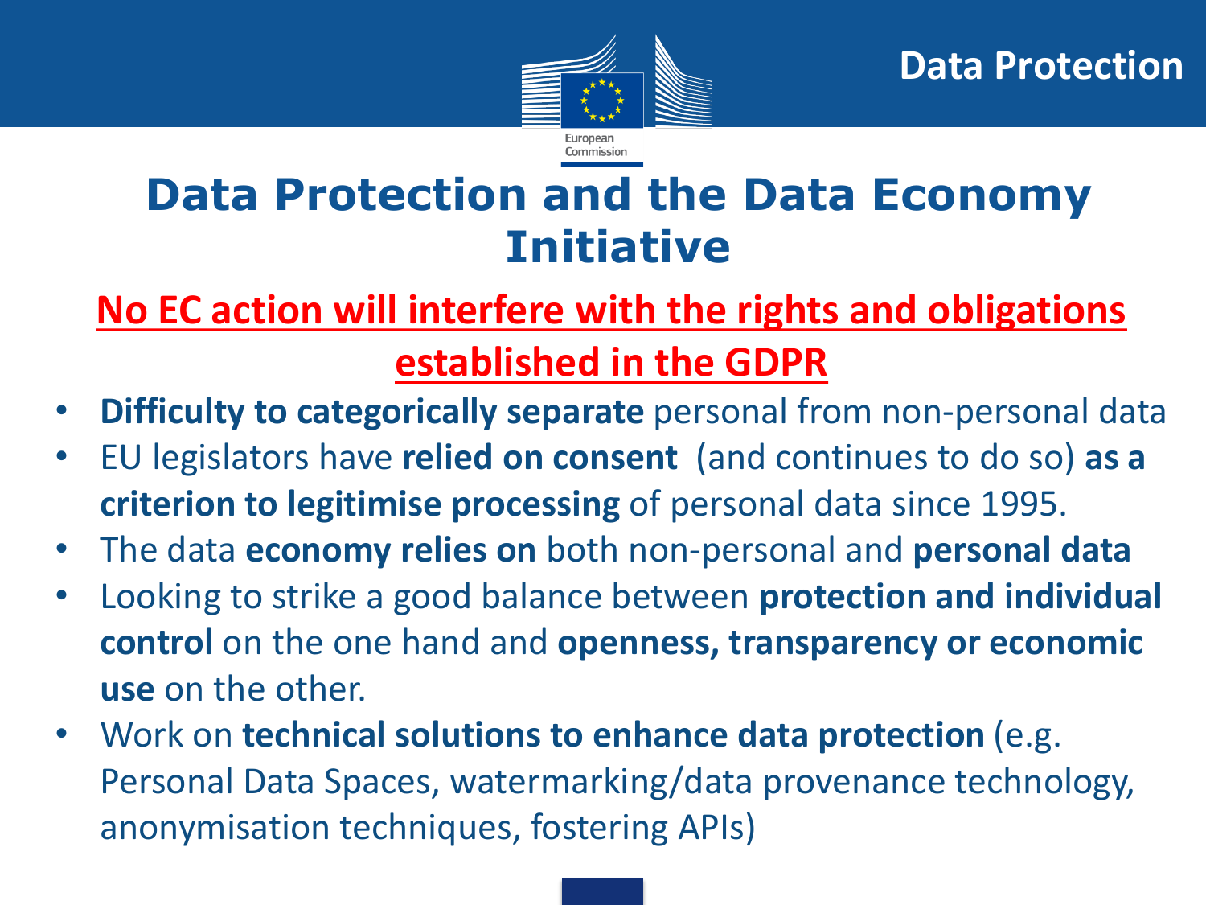# Data Protection and the Data Economy Initiative

**No EC action will interfere with the rights and obligations established in the GDPR**

- **Difficulty to categorically separate** personal from non-personal data
- EU legislators have **relied on consent** (and continues to do so) **as a criterion to legitimise processing** of personal data since 1995.
- The data **economy relies on** both non-personal and **personal data**
- Looking to strike a good balance between **protection and individual control** on the one hand and **openness, transparency or economic use** on the other.
- Work on **technical solutions to enhance data protection** (e.g. Personal Data Spaces, watermarking/data provenance technology, anonymisation techniques, fostering APIs)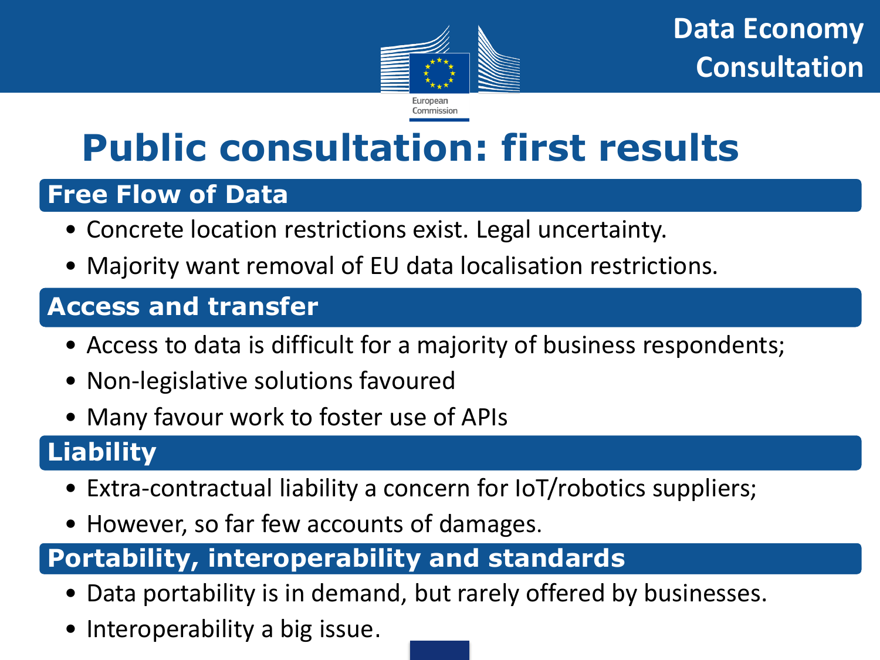# Public consultation: first results

## Free Flow of Data

- Concrete location restrictions exist. Legal uncertainty.
- Majority want removal of EU data localisation restrictions.

## Access and transfer

- Access to data is difficult for a majority of business respondents;
- Non-legislative solutions favoured
- Many favour work to foster use of APIs

## Liability

- Extra-contractual liability a concern for IoT/robotics suppliers;
- However, so far few accounts of damages.

## Portability, interoperability and standards

- Data portability is in demand, but rarely offered by businesses.
- Interoperability a big issue.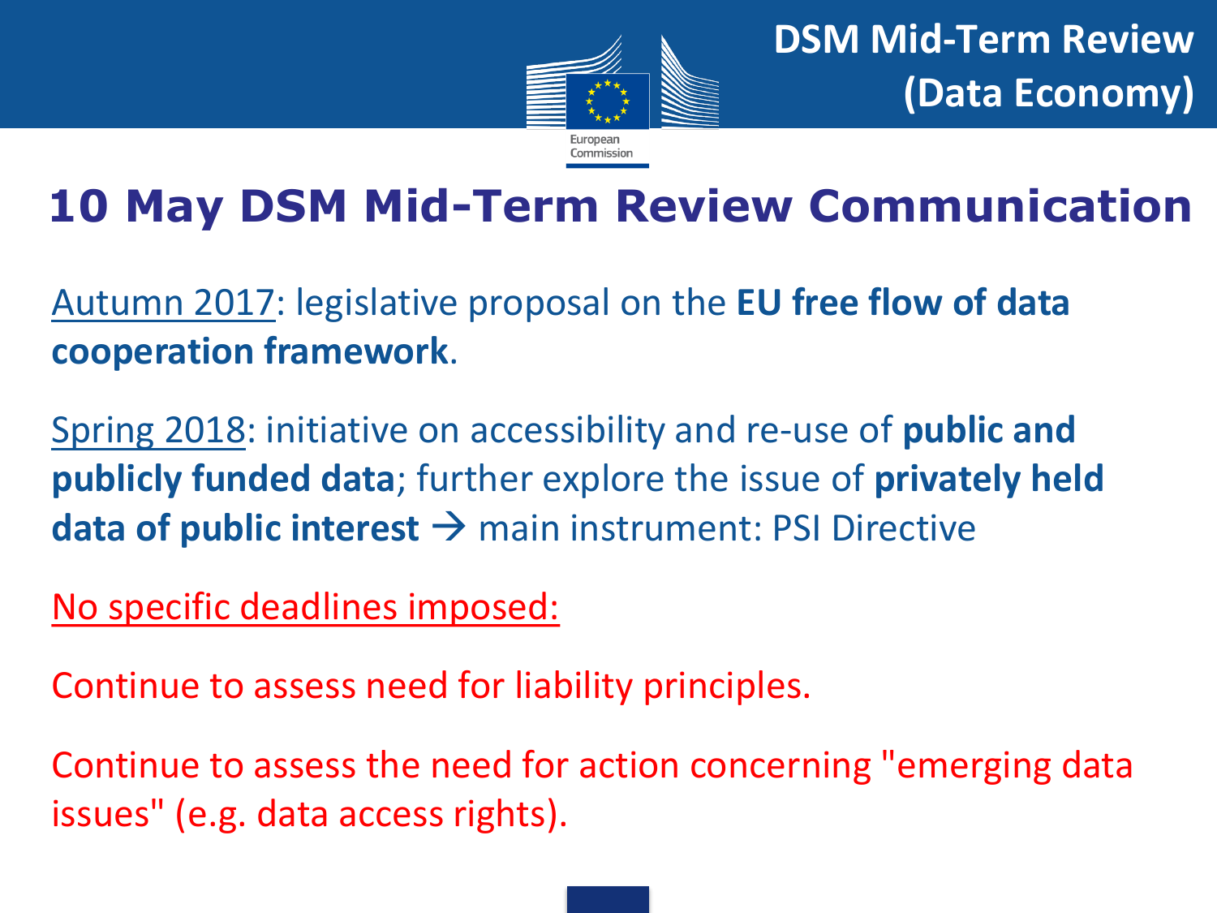# 10 May DSM Mid-Term Review Communication

Autumn 2017: legislative proposal on the **EU free flow of data cooperation framework**.

Spring 2018: initiative on accessibility and re-use of **public and publicly funded data**; further explore the issue of **privately held data of public interest** → main instrument: PSI Directive

No specific deadlines imposed:

Continue to assess need for liability principles.

Continue to assess the need for action concerning "emerging data issues" (e.g. data access rights).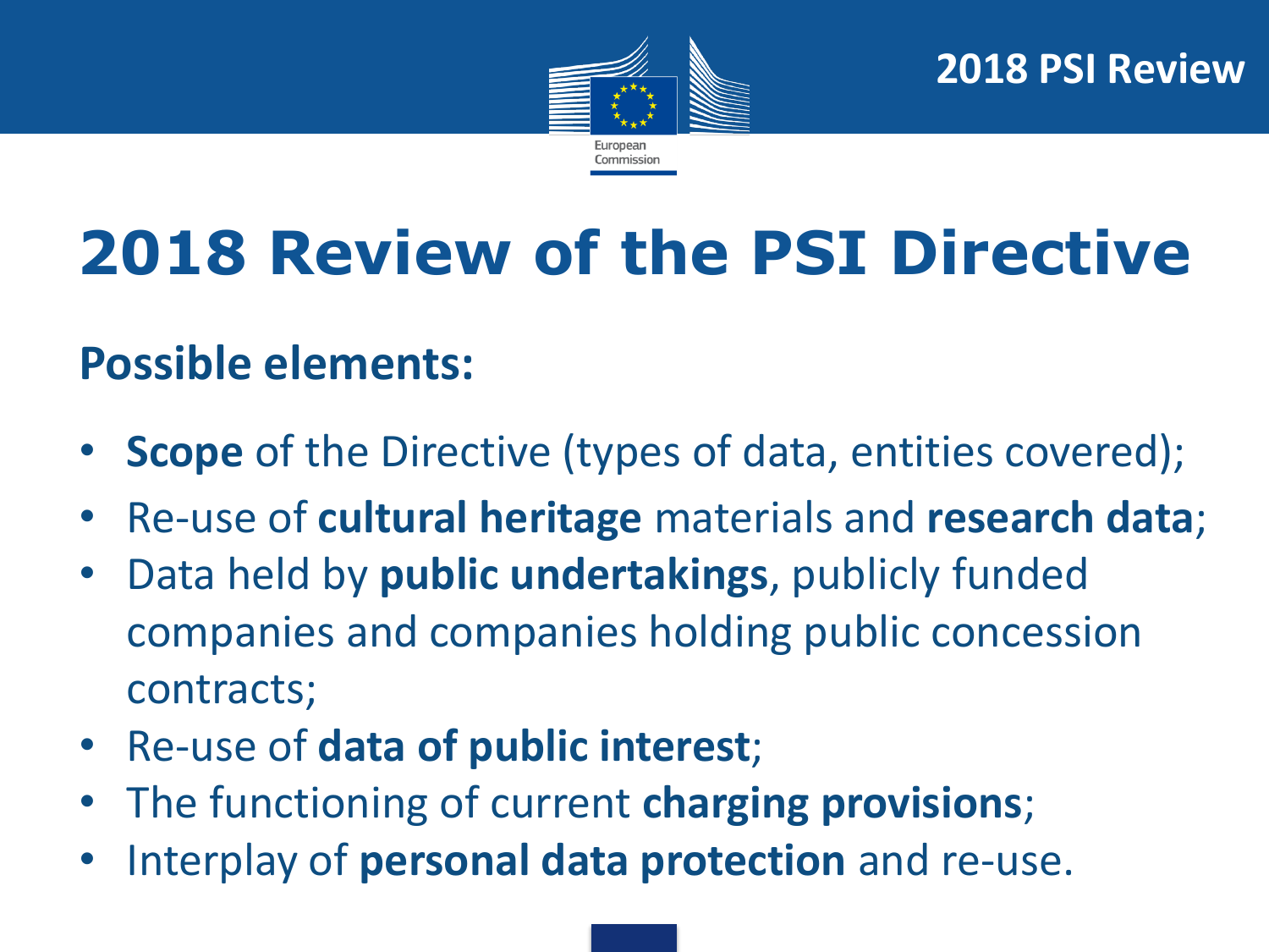# 2018 Review of the PSI Directive

## Possible elements:

- **Scope** of the Directive (types of data, entities covered);
- Re-use of **cultural heritage** materials and **research data**;
- Data held by **public undertakings**, publicly funded companies and companies holding public concession contracts;
- Re-use of **data of public interest**;
- The functioning of current **charging provisions**;
- Interplay of **personal data protection** and re-use.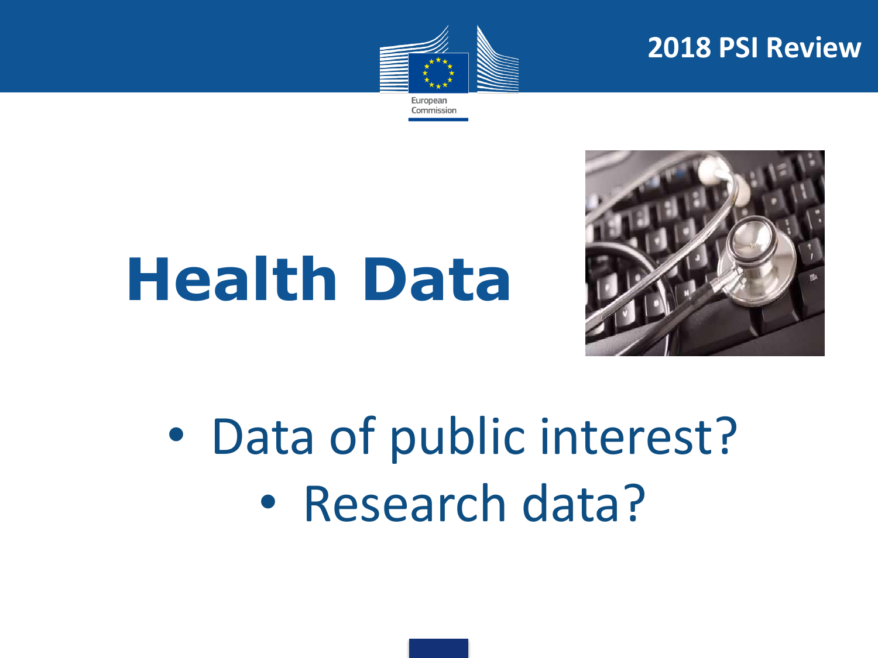# Health Data

- Data of public interest?
- Research data?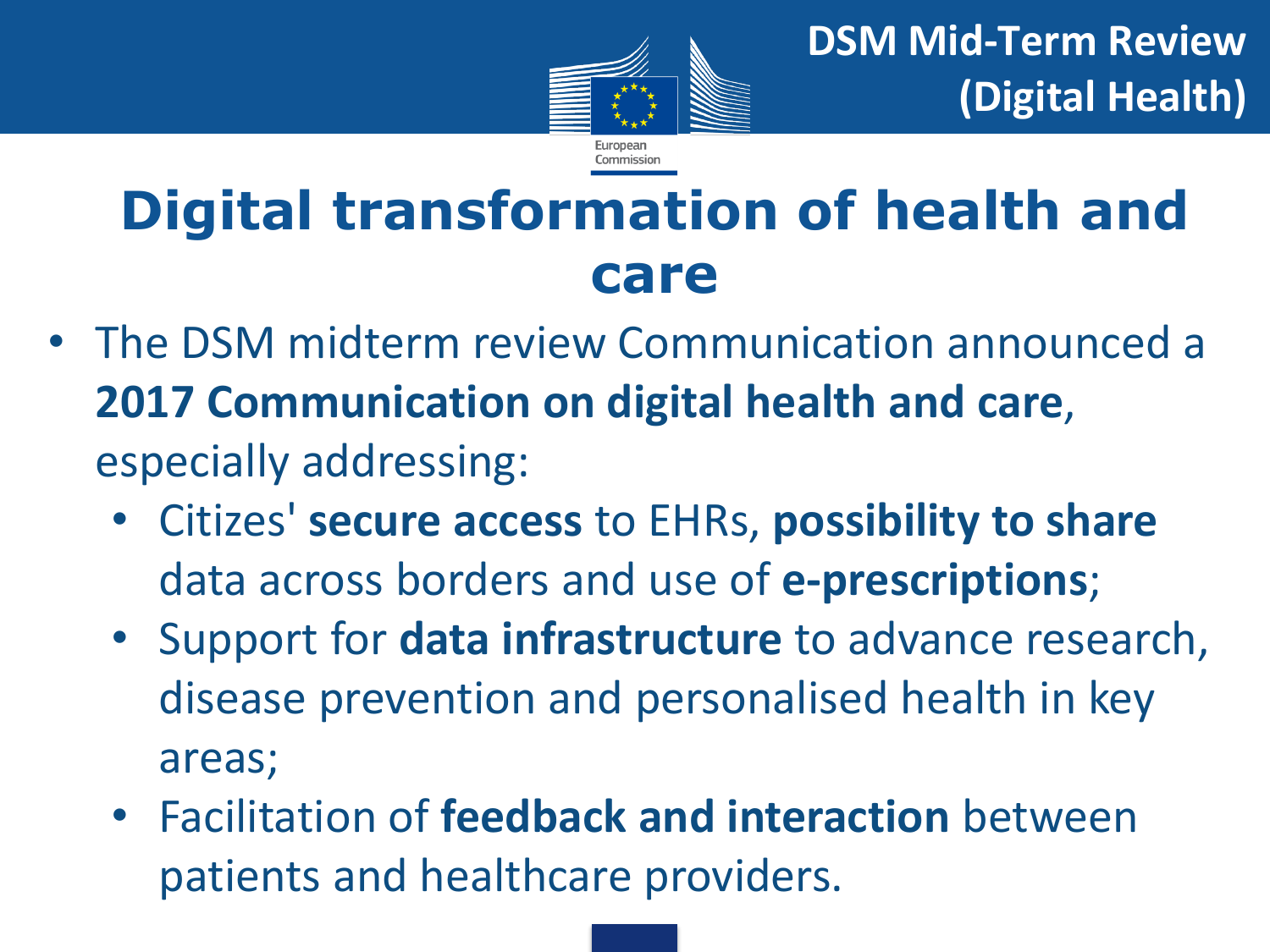# Digital transformation of health and care

- The DSM midterm review Communication announced a **2017 Communication on digital health and care**, especially addressing:
  - Citizes' **secure access** to EHRs, **possibility to share** data across borders and use of **e-prescriptions**;
  - Support for **data infrastructure** to advance research, disease prevention and personalised health in key areas;
  - Facilitation of **feedback and interaction** between patients and healthcare providers.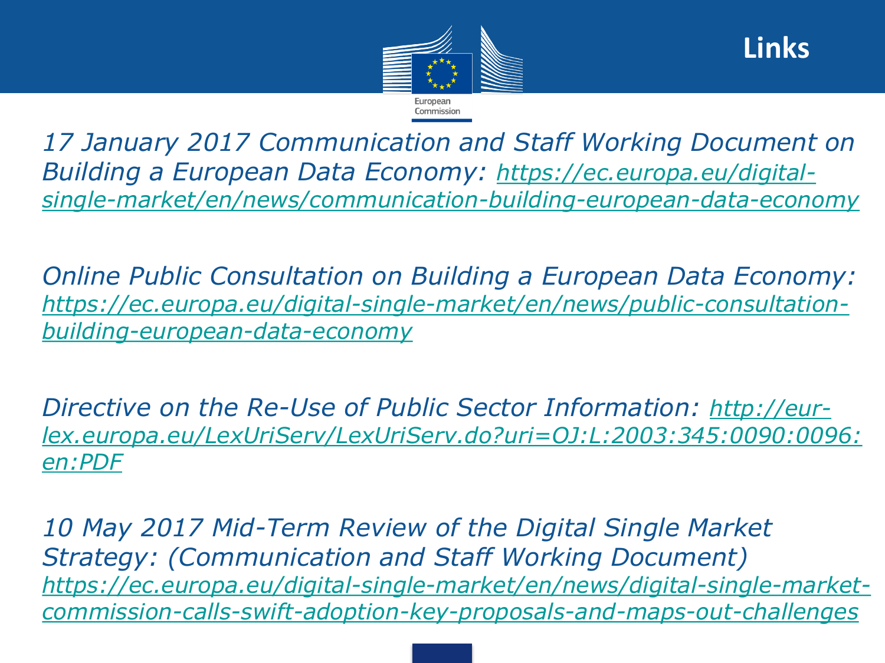# Links

*17 January 2017 Communication and Staff Working Document on Building a European Data Economy: https://ec.europa.eu/digital-single-market/en/news/communication-building-european-data-economy*

*Online Public Consultation on Building a European Data Economy: https://ec.europa.eu/digital-single-market/en/news/public-consultation-building-european-data-economy*

*Directive on the Re-Use of Public Sector Information: http://eur-lex.europa.eu/LexUriServ/LexUriServ.do?uri=OJ:L:2003:345:0090:0096:en:PDF*

*10 May 2017 Mid-Term Review of the Digital Single Market Strategy: (Communication and Staff Working Document) https://ec.europa.eu/digital-single-market/en/news/digital-single-market-commission-calls-swift-adoption-key-proposals-and-maps-out-challenges*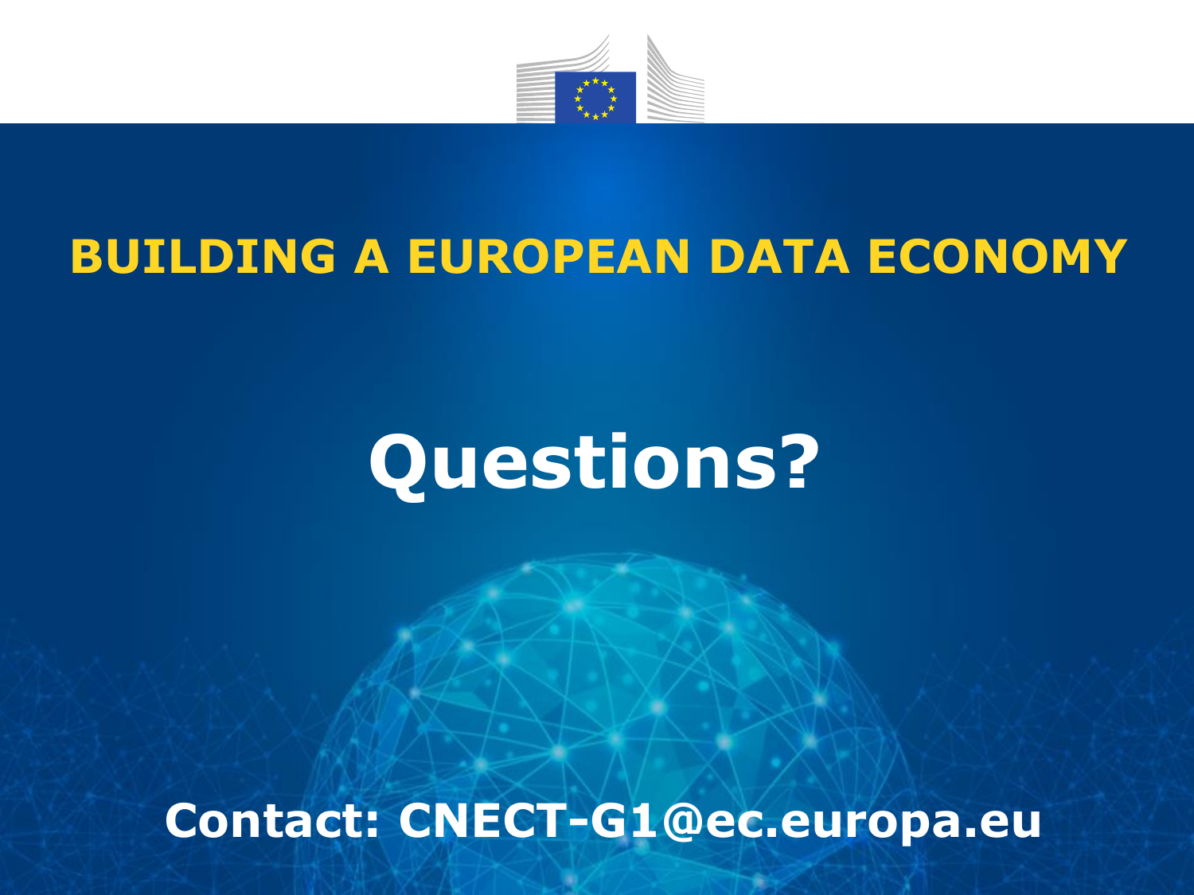# BUILDING A EUROPEAN DATA ECONOMY

## Questions?

**Contact: CNECT-G1@ec.europa.eu**